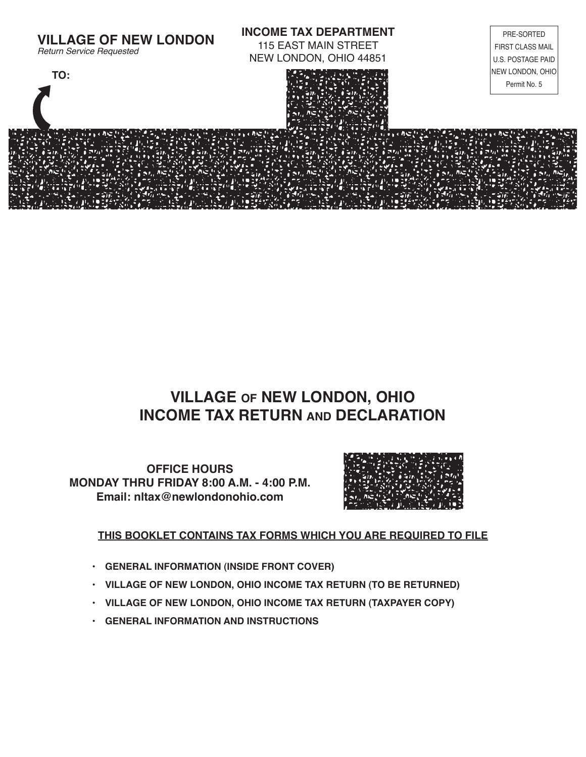**VILLAGE OF NEW LONDON**
*Return Service Requested*

**INCOME TAX DEPARTMENT**
115 EAST MAIN STREET
NEW LONDON, OHIO 44851

PRE-SORTED
FIRST CLASS MAIL
U.S. POSTAGE PAID
NEW LONDON, OHIO
Permit No. 5

**TO:**

# VILLAGE OF NEW LONDON, OHIO
# INCOME TAX RETURN AND DECLARATION

**OFFICE HOURS**
**MONDAY THRU FRIDAY 8:00 A.M. - 4:00 P.M.**
**Email: nltax@newlondonohio.com**

**THIS BOOKLET CONTAINS TAX FORMS WHICH YOU ARE REQUIRED TO FILE**

- **GENERAL INFORMATION (INSIDE FRONT COVER)**
- **VILLAGE OF NEW LONDON, OHIO INCOME TAX RETURN (TO BE RETURNED)**
- **VILLAGE OF NEW LONDON, OHIO INCOME TAX RETURN (TAXPAYER COPY)**
- **GENERAL INFORMATION AND INSTRUCTIONS**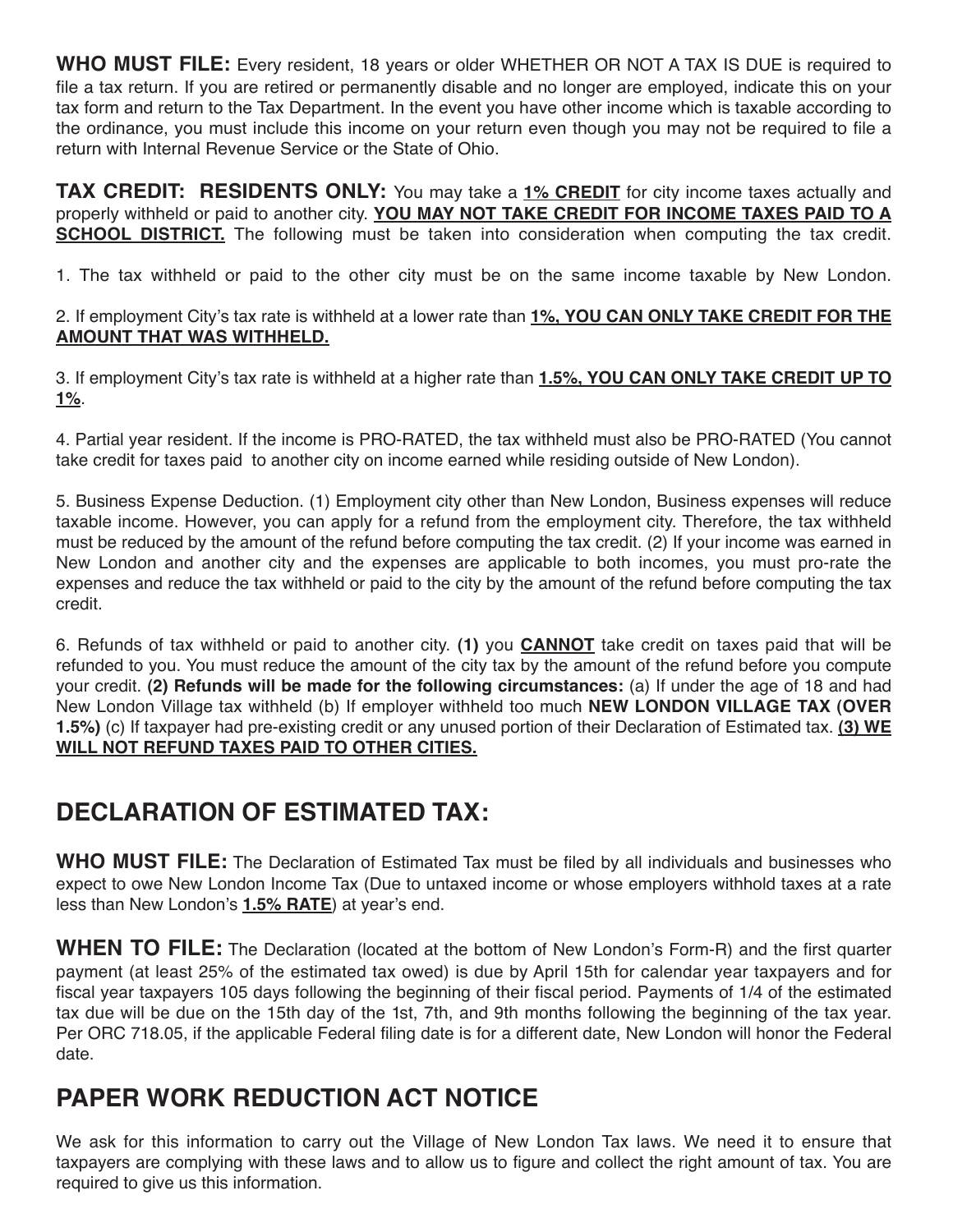**WHO MUST FILE:** Every resident, 18 years or older WHETHER OR NOT A TAX IS DUE is required to file a tax return. If you are retired or permanently disable and no longer are employed, indicate this on your tax form and return to the Tax Department. In the event you have other income which is taxable according to the ordinance, you must include this income on your return even though you may not be required to file a return with Internal Revenue Service or the State of Ohio.

**TAX CREDIT: RESIDENTS ONLY:** You may take a **1% CREDIT** for city income taxes actually and properly withheld or paid to another city. **YOU MAY NOT TAKE CREDIT FOR INCOME TAXES PAID TO A SCHOOL DISTRICT.** The following must be taken into consideration when computing the tax credit.

1. The tax withheld or paid to the other city must be on the same income taxable by New London.

2. If employment City's tax rate is withheld at a lower rate than **1%, YOU CAN ONLY TAKE CREDIT FOR THE AMOUNT THAT WAS WITHHELD.**

3. If employment City's tax rate is withheld at a higher rate than **1.5%, YOU CAN ONLY TAKE CREDIT UP TO 1%**.

4. Partial year resident. If the income is PRO-RATED, the tax withheld must also be PRO-RATED (You cannot take credit for taxes paid to another city on income earned while residing outside of New London).

5. Business Expense Deduction. (1) Employment city other than New London, Business expenses will reduce taxable income. However, you can apply for a refund from the employment city. Therefore, the tax withheld must be reduced by the amount of the refund before computing the tax credit. (2) If your income was earned in New London and another city and the expenses are applicable to both incomes, you must pro-rate the expenses and reduce the tax withheld or paid to the city by the amount of the refund before computing the tax credit.

6. Refunds of tax withheld or paid to another city. **(1)** you **CANNOT** take credit on taxes paid that will be refunded to you. You must reduce the amount of the city tax by the amount of the refund before you compute your credit. **(2) Refunds will be made for the following circumstances:** (a) If under the age of 18 and had New London Village tax withheld (b) If employer withheld too much **NEW LONDON VILLAGE TAX (OVER 1.5%)** (c) If taxpayer had pre-existing credit or any unused portion of their Declaration of Estimated tax. **(3) WE WILL NOT REFUND TAXES PAID TO OTHER CITIES.**

## DECLARATION OF ESTIMATED TAX:

**WHO MUST FILE:** The Declaration of Estimated Tax must be filed by all individuals and businesses who expect to owe New London Income Tax (Due to untaxed income or whose employers withhold taxes at a rate less than New London's **1.5% RATE**) at year's end.

**WHEN TO FILE:** The Declaration (located at the bottom of New London's Form-R) and the first quarter payment (at least 25% of the estimated tax owed) is due by April 15th for calendar year taxpayers and for fiscal year taxpayers 105 days following the beginning of their fiscal period. Payments of 1/4 of the estimated tax due will be due on the 15th day of the 1st, 7th, and 9th months following the beginning of the tax year. Per ORC 718.05, if the applicable Federal filing date is for a different date, New London will honor the Federal date.

## PAPER WORK REDUCTION ACT NOTICE

We ask for this information to carry out the Village of New London Tax laws. We need it to ensure that taxpayers are complying with these laws and to allow us to figure and collect the right amount of tax. You are required to give us this information.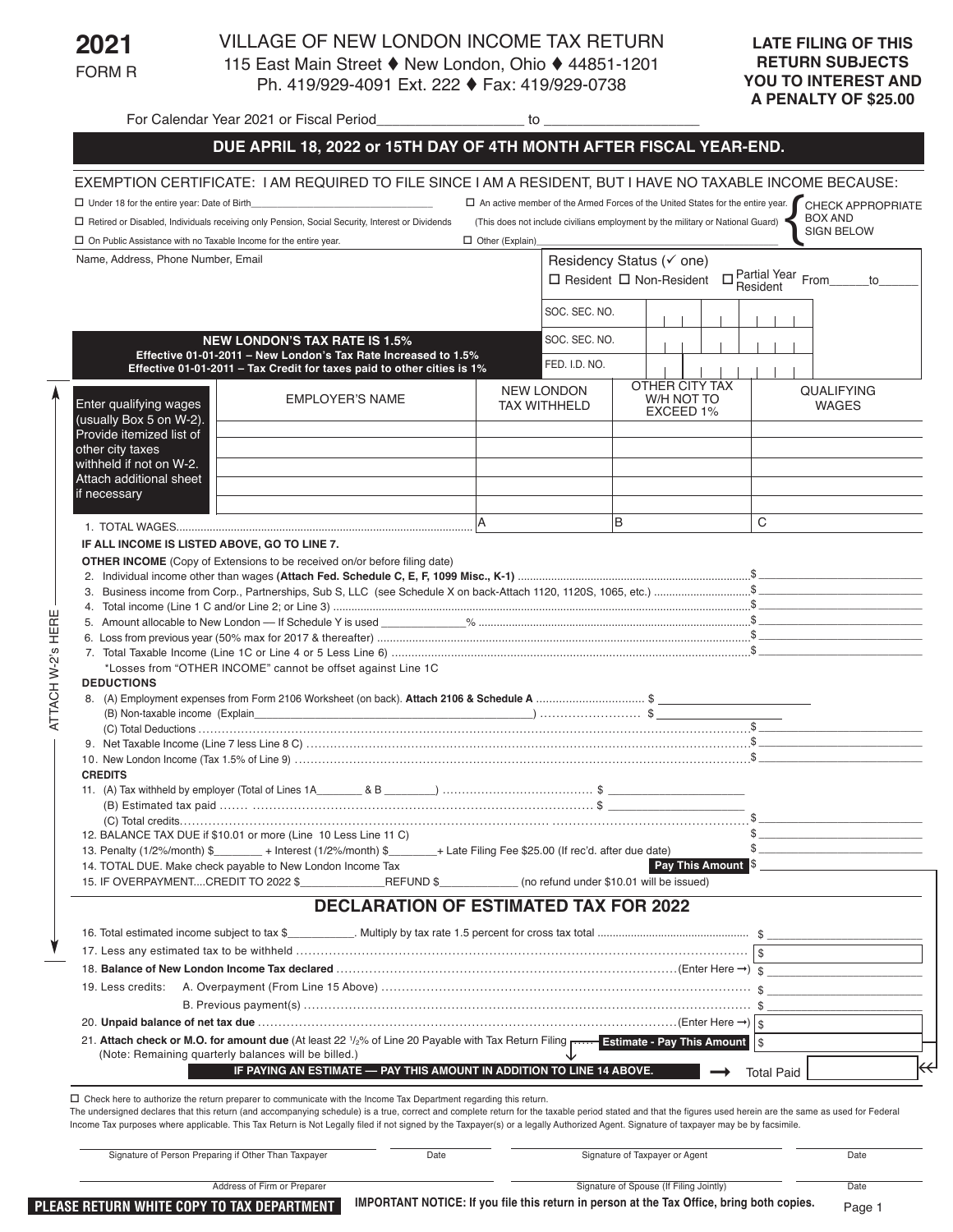**2021**
FORM R

# VILLAGE OF NEW LONDON INCOME TAX RETURN

115 East Main Street ♦ New London, Ohio ♦ 44851-1201
Ph. 419/929-4091 Ext. 222 ♦ Fax: 419/929-0738

**LATE FILING OF THIS RETURN SUBJECTS YOU TO INTEREST AND A PENALTY OF $25.00**

For Calendar Year 2021 or Fiscal Period__________________ to ____________________

**DUE APRIL 18, 2022 or 15TH DAY OF 4TH MONTH AFTER FISCAL YEAR-END.**

EXEMPTION CERTIFICATE: I AM REQUIRED TO FILE SINCE I AM A RESIDENT, BUT I HAVE NO TAXABLE INCOME BECAUSE:

- ☐ Under 18 for the entire year: Date of Birth______________________________
- ☐ Retired or Disabled, Individuals receiving only Pension, Social Security, Interest or Dividends
- ☐ On Public Assistance with no Taxable Income for the entire year.
- ☐ An active member of the Armed Forces of the United States for the entire year. (This does not include civilians employment by the military or National Guard)
- ☐ Other (Explain)______________________________

CHECK APPROPRIATE BOX AND SIGN BELOW

Name, Address, Phone Number, Email

Residency Status (✓ one) ☐ Resident ☐ Non-Resident ☐ Partial Year Resident From______to______

SOC. SEC. NO.

SOC. SEC. NO.

FED. I.D. NO.

**NEW LONDON'S TAX RATE IS 1.5%**
**Effective 01-01-2011 – New London's Tax Rate Increased to 1.5%**
**Effective 01-01-2011 – Tax Credit for taxes paid to other cities is 1%**

| Enter qualifying wages (usually Box 5 on W-2). Provide itemized list of other city taxes withheld if not on W-2. Attach additional sheet if necessary | EMPLOYER'S NAME | NEW LONDON TAX WITHHELD | OTHER CITY TAX W/H NOT TO EXCEED 1% | QUALIFYING WAGES |
|---|---|---|---|---|
| | | | | |
| | | | | |
| | | | | |
| | | | | |
| 1. TOTAL WAGES | | A | B | C |

ATTACH W-2's HERE

**IF ALL INCOME IS LISTED ABOVE, GO TO LINE 7.**

**OTHER INCOME** (Copy of Extensions to be received on/or before filing date)

2. Individual income other than wages **(Attach Fed. Schedule C, E, F, 1099 Misc., K-1)** ........ $__________
3. Business income from Corp., Partnerships, Sub S, LLC (see Schedule X on back-Attach 1120, 1120S, 1065, etc.) ........ $__________
4. Total income (Line 1 C and/or Line 2; or Line 3) ........ $__________
5. Amount allocable to New London — If Schedule Y is used __________% ........ $__________
6. Loss from previous year (50% max for 2017 & thereafter) ........ $__________
7. Total Taxable Income (Line 1C or Line 4 or 5 Less Line 6) ........ $__________

\*Losses from "OTHER INCOME" cannot be offset against Line 1C

**DEDUCTIONS**

8. (A) Employment expenses from Form 2106 Worksheet (on back). **Attach 2106 & Schedule A** ........ $__________
   (B) Non-taxable income (Explain______________________________) ........ $__________
   (C) Total Deductions ........ $__________
9. Net Taxable Income (Line 7 less Line 8 C) ........ $__________
10. New London Income (Tax 1.5% of Line 9) ........ $__________

**CREDITS**

11. (A) Tax withheld by employer (Total of Lines 1A________ & B ________) ........ $__________
    (B) Estimated tax paid ........ $__________
    (C) Total credits ........ $__________
12. BALANCE TAX DUE if $10.01 or more (Line 10 Less Line 11 C) ........ $__________
13. Penalty (1/2%/month) $________ + Interest (1/2%/month) $________+ Late Filing Fee $25.00 (If rec'd. after due date) ........ $__________
14. TOTAL DUE. Make check payable to New London Income Tax **Pay This Amount** $__________
15. IF OVERPAYMENT....CREDIT TO 2022 $_____________REFUND $____________ (no refund under $10.01 will be issued)

## DECLARATION OF ESTIMATED TAX FOR 2022

16. Total estimated income subject to tax $__________. Multiply by tax rate 1.5 percent for cross tax total ........ $__________
17. Less any estimated tax to be withheld ........ $__________
18. **Balance of New London Income Tax declared** ........(Enter Here →) $__________
19. Less credits: A. Overpayment (From Line 15 Above) ........ $__________
    B. Previous payment(s) ........ $__________
20. **Unpaid balance of net tax due** ........(Enter Here →) $__________
21. **Attach check or M.O. for amount due** (At least 22 1/2% of Line 20 Payable with Tax Return Filing **Estimate - Pay This Amount** $__________
    (Note: Remaining quarterly balances will be billed.)

**IF PAYING AN ESTIMATE — PAY THIS AMOUNT IN ADDITION TO LINE 14 ABOVE.** → Total Paid __________

☐ Check here to authorize the return preparer to communicate with the Income Tax Department regarding this return.

The undersigned declares that this return (and accompanying schedule) is a true, correct and complete return for the taxable period stated and that the figures used herein are the same as used for Federal Income Tax purposes where applicable. This Tax Return is Not Legally filed if not signed by the Taxpayer(s) or a legally Authorized Agent. Signature of taxpayer may be by facsimile.

| Signature of Person Preparing if Other Than Taxpayer | Date | Signature of Taxpayer or Agent | Date |
|---|---|---|---|
| Address of Firm or Preparer | | Signature of Spouse (If Filing Jointly) | Date |

**PLEASE RETURN WHITE COPY TO TAX DEPARTMENT**

**IMPORTANT NOTICE: If you file this return in person at the Tax Office, bring both copies.**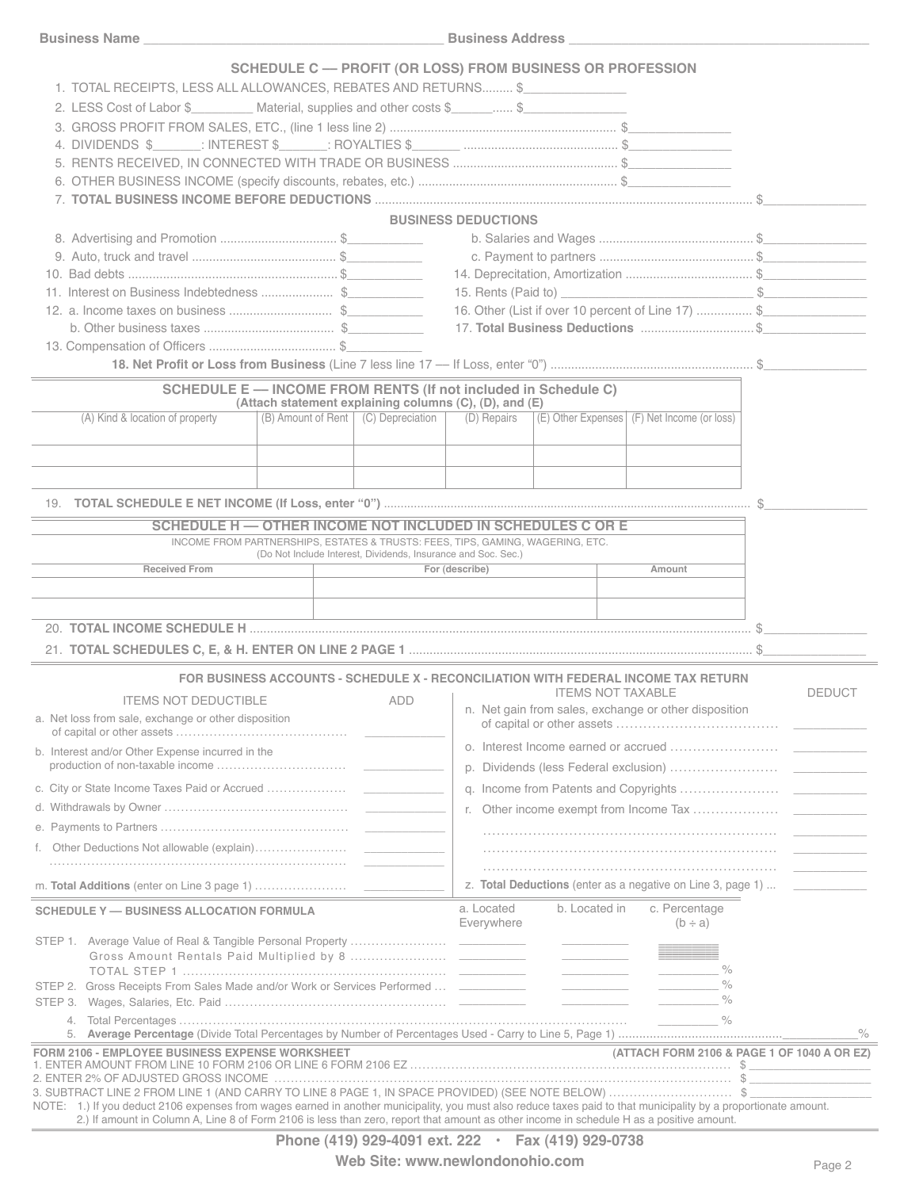Business Name ________________________________________ Business Address ________________________________________

## SCHEDULE C — PROFIT (OR LOSS) FROM BUSINESS OR PROFESSION

1. TOTAL RECEIPTS, LESS ALL ALLOWANCES, REBATES AND RETURNS......... $_______________
2. LESS Cost of Labor $_________ Material, supplies and other costs $______...... $_______________
3. GROSS PROFIT FROM SALES, ETC., (line 1 less line 2) ........................................................ $_______________
4. DIVIDENDS $_______: INTEREST $_______: ROYALTIES $_______ ............................................ $_______________
5. RENTS RECEIVED, IN CONNECTED WITH TRADE OR BUSINESS ................................................ $_______________
6. OTHER BUSINESS INCOME (specify discounts, rebates, etc.) .......................................................... $_______________
7. **TOTAL BUSINESS INCOME BEFORE DEDUCTIONS** ........................................................................ $_______________

### BUSINESS DEDUCTIONS

8. Advertising and Promotion ................................. $___________
9. Auto, truck and travel .......................................... $___________
10. Bad debts ............................................................ $___________
11. Interest on Business Indebtedness ..................... $___________
12. a. Income taxes on business .............................. $___________
    b. Other business taxes ...................................... $___________
13. Compensation of Officers .................................... $___________

b. Salaries and Wages ............................................ $_______________
c. Payment to partners ............................................ $_______________
14. Depreciation, Amortization .................................... $_______________
15. Rents (Paid to) ____________________________ $_______________
16. Other (List if over 10 percent of Line 17) ................ $_______________
17. **Total Business Deductions** ................................. $_______________

**18. Net Profit or Loss from Business** (Line 7 less line 17 — If Loss, enter "0") ........................................ $_______________

## SCHEDULE E — INCOME FROM RENTS (If not included in Schedule C)

**(Attach statement explaining columns (C), (D), and (E)**

| (A) Kind & location of property | (B) Amount of Rent | (C) Depreciation | (D) Repairs | (E) Other Expenses | (F) Net Income (or loss) |
|---|---|---|---|---|---|
| | | | | | |
| | | | | | |

19. **TOTAL SCHEDULE E NET INCOME (If Loss, enter "0")** ............................................................ $_______________

## SCHEDULE H — OTHER INCOME NOT INCLUDED IN SCHEDULES C OR E

INCOME FROM PARTNERSHIPS, ESTATES & TRUSTS: FEES, TIPS, GAMING, WAGERING, ETC.
(Do Not Include Interest, Dividends, Insurance and Soc. Sec.)

| Received From | For (describe) | Amount |
|---|---|---|
| | | |
| | | |

20. **TOTAL INCOME SCHEDULE H** ........................................................................................ $_______________
21. **TOTAL SCHEDULES C, E, & H. ENTER ON LINE 2 PAGE 1** ............................................... $_______________

## FOR BUSINESS ACCOUNTS - SCHEDULE X - RECONCILIATION WITH FEDERAL INCOME TAX RETURN

| ITEMS NOT DEDUCTIBLE | ADD | ITEMS NOT TAXABLE | DEDUCT |
|---|---|---|---|
| a. Net loss from sale, exchange or other disposition of capital or other assets | ________ | n. Net gain from sales, exchange or other disposition of capital or other assets | ________ |
| b. Interest and/or Other Expense incurred in the production of non-taxable income | ________ | o. Interest Income earned or accrued | ________ |
| c. City or State Income Taxes Paid or Accrued | ________ | p. Dividends (less Federal exclusion) | ________ |
| d. Withdrawals by Owner | ________ | q. Income from Patents and Copyrights | ________ |
| e. Payments to Partners | ________ | r. Other income exempt from Income Tax | ________ |
| f. Other Deductions Not allowable (explain) | ________ | ........................................ | ________ |
| ........................................ | ________ | ........................................ | ________ |
| | | ........................................ | ________ |
| m. **Total Additions** (enter on Line 3 page 1) | ________ | z. **Total Deductions** (enter as a negative on Line 3, page 1) | ________ |

## SCHEDULE Y — BUSINESS ALLOCATION FORMULA

| | a. Located Everywhere | b. Located in | c. Percentage (b ÷ a) |
|---|---|---|---|
| STEP 1. Average Value of Real & Tangible Personal Property | ________ | ________ | |
| Gross Amount Rentals Paid Multiplied by 8 | ________ | ________ | |
| TOTAL STEP 1 | ________ | ________ | ________ % |
| STEP 2. Gross Receipts From Sales Made and/or Work or Services Performed | ________ | ________ | ________ % |
| STEP 3. Wages, Salaries, Etc. Paid | ________ | ________ | ________ % |
| 4. Total Percentages | | | ________ % |

5. **Average Percentage** (Divide Total Percentages by Number of Percentages Used - Carry to Line 5, Page 1) ..................... ________ %

## FORM 2106 - EMPLOYEE BUSINESS EXPENSE WORKSHEET

**(ATTACH FORM 2106 & PAGE 1 OF 1040 A OR EZ)**

1. ENTER AMOUNT FROM LINE 10 FORM 2106 OR LINE 6 FORM 2106 EZ ................................. $ _______________
2. ENTER 2% OF ADJUSTED GROSS INCOME ............................................................................. $ _______________
3. SUBTRACT LINE 2 FROM LINE 1 (AND CARRY TO LINE 8 PAGE 1, IN SPACE PROVIDED) (SEE NOTE BELOW) ............ $ _______________

NOTE: 1.) If you deduct 2106 expenses from wages earned in another municipality, you must also reduce taxes paid to that municipality by a proportionate amount.
2.) If amount in Column A, Line 8 of Form 2106 is less than zero, report that amount as other income in schedule H as a positive amount.

**Phone (419) 929-4091 ext. 222 • Fax (419) 929-0738**

**Web Site: www.newlondonohio.com**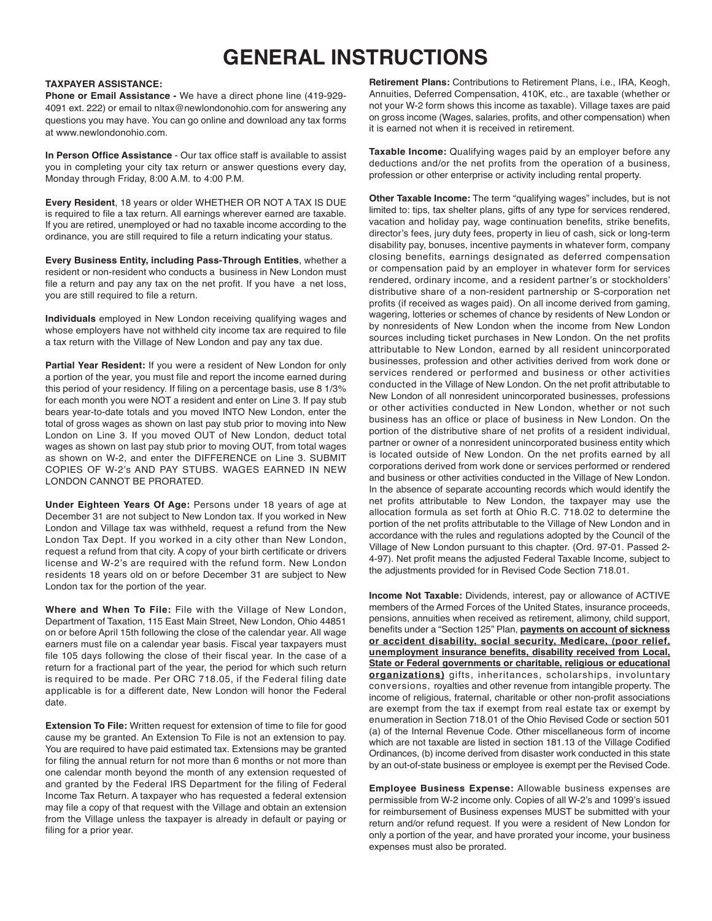# GENERAL INSTRUCTIONS

**TAXPAYER ASSISTANCE:**

**Phone or Email Assistance -** We have a direct phone line (419-929-4091 ext. 222) or email to nltax@newlondonohio.com for answering any questions you may have. You can go online and download any tax forms at www.newlondonohio.com.

**In Person Office Assistance** - Our tax office staff is available to assist you in completing your city tax return or answer questions every day, Monday through Friday, 8:00 A.M. to 4:00 P.M.

**Every Resident**, 18 years or older WHETHER OR NOT A TAX IS DUE is required to file a tax return. All earnings wherever earned are taxable. If you are retired, unemployed or had no taxable income according to the ordinance, you are still required to file a return indicating your status.

**Every Business Entity, including Pass-Through Entities**, whether a resident or non-resident who conducts a business in New London must file a return and pay any tax on the net profit. If you have a net loss, you are still required to file a return.

**Individuals** employed in New London receiving qualifying wages and whose employers have not withheld city income tax are required to file a tax return with the Village of New London and pay any tax due.

**Partial Year Resident:** If you were a resident of New London for only a portion of the year, you must file and report the income earned during this period of your residency. If filing on a percentage basis, use 8 1/3% for each month you were NOT a resident and enter on Line 3. If pay stub bears year-to-date totals and you moved INTO New London, enter the total of gross wages as shown on last pay stub prior to moving into New London on Line 3. If you moved OUT of New London, deduct total wages as shown on last pay stub prior to moving OUT, from total wages as shown on W-2, and enter the DIFFERENCE on Line 3. SUBMIT COPIES OF W-2's AND PAY STUBS. WAGES EARNED IN NEW LONDON CANNOT BE PRORATED.

**Under Eighteen Years Of Age:** Persons under 18 years of age at December 31 are not subject to New London tax. If you worked in New London and Village tax was withheld, request a refund from the New London Tax Dept. If you worked in a city other than New London, request a refund from that city. A copy of your birth certificate or drivers license and W-2's are required with the refund form. New London residents 18 years old on or before December 31 are subject to New London tax for the portion of the year.

**Where and When To File:** File with the Village of New London, Department of Taxation, 115 East Main Street, New London, Ohio 44851 on or before April 15th following the close of the calendar year. All wage earners must file on a calendar year basis. Fiscal year taxpayers must file 105 days following the close of their fiscal year. In the case of a return for a fractional part of the year, the period for which such return is required to be made. Per ORC 718.05, if the Federal filing date applicable is for a different date, New London will honor the Federal date.

**Extension To File:** Written request for extension of time to file for good cause my be granted. An Extension To File is not an extension to pay. You are required to have paid estimated tax. Extensions may be granted for filing the annual return for not more than 6 months or not more than one calendar month beyond the month of any extension requested of and granted by the Federal IRS Department for the filing of Federal Income Tax Return. A taxpayer who has requested a federal extension may file a copy of that request with the Village and obtain an extension from the Village unless the taxpayer is already in default or paying or filing for a prior year.

**Retirement Plans:** Contributions to Retirement Plans, i.e., IRA, Keogh, Annuities, Deferred Compensation, 410K, etc., are taxable (whether or not your W-2 form shows this income as taxable). Village taxes are paid on gross income (Wages, salaries, profits, and other compensation) when it is earned not when it is received in retirement.

**Taxable Income:** Qualifying wages paid by an employer before any deductions and/or the net profits from the operation of a business, profession or other enterprise or activity including rental property.

**Other Taxable Income:** The term "qualifying wages" includes, but is not limited to: tips, tax shelter plans, gifts of any type for services rendered, vacation and holiday pay, wage continuation benefits, strike benefits, director's fees, jury duty fees, property in lieu of cash, sick or long-term disability pay, bonuses, incentive payments in whatever form, company closing benefits, earnings designated as deferred compensation or compensation paid by an employer in whatever form for services rendered, ordinary income, and a resident partner's or stockholders' distributive share of a non-resident partnership or S-corporation net profits (if received as wages paid). On all income derived from gaming, wagering, lotteries or schemes of chance by residents of New London or by nonresidents of New London when the income from New London sources including ticket purchases in New London. On the net profits attributable to New London, earned by all resident unincorporated businesses, profession and other activities derived from work done or services rendered or performed and business or other activities conducted in the Village of New London. On the net profit attributable to New London of all nonresident unincorporated businesses, professions or other activities conducted in New London, whether or not such business has an office or place of business in New London. On the portion of the distributive share of net profits of a resident individual, partner or owner of a nonresident unincorporated business entity which is located outside of New London. On the net profits earned by all corporations derived from work done or services performed or rendered and business or other activities conducted in the Village of New London. In the absence of separate accounting records which would identify the net profits attributable to New London, the taxpayer may use the allocation formula as set forth at Ohio R.C. 718.02 to determine the portion of the net profits attributable to the Village of New London and in accordance with the rules and regulations adopted by the Council of the Village of New London pursuant to this chapter. (Ord. 97-01. Passed 2-4-97). Net profit means the adjusted Federal Taxable Income, subject to the adjustments provided for in Revised Code Section 718.01.

**Income Not Taxable:** Dividends, interest, pay or allowance of ACTIVE members of the Armed Forces of the United States, insurance proceeds, pensions, annuities when received as retirement, alimony, child support, benefits under a "Section 125" Plan, **payments on account of sickness or accident disability, social security, Medicare, (poor relief, unemployment insurance benefits, disability received from Local, State or Federal governments or charitable, religious or educational organizations)** gifts, inheritances, scholarships, involuntary conversions, royalties and other revenue from intangible property. The income of religious, fraternal, charitable or other non-profit associations are exempt from the tax if exempt from real estate tax or exempt by enumeration in Section 718.01 of the Ohio Revised Code or section 501 (a) of the Internal Revenue Code. Other miscellaneous form of income which are not taxable are listed in section 181.13 of the Village Codified Ordinances, (b) income derived from disaster work conducted in this state by an out-of-state business or employee is exempt per the Revised Code.

**Employee Business Expense:** Allowable business expenses are permissible from W-2 income only. Copies of all W-2's and 1099's issued for reimbursement of Business expenses MUST be submitted with your return and/or refund request. If you were a resident of New London for only a portion of the year, and have prorated your income, your business expenses must also be prorated.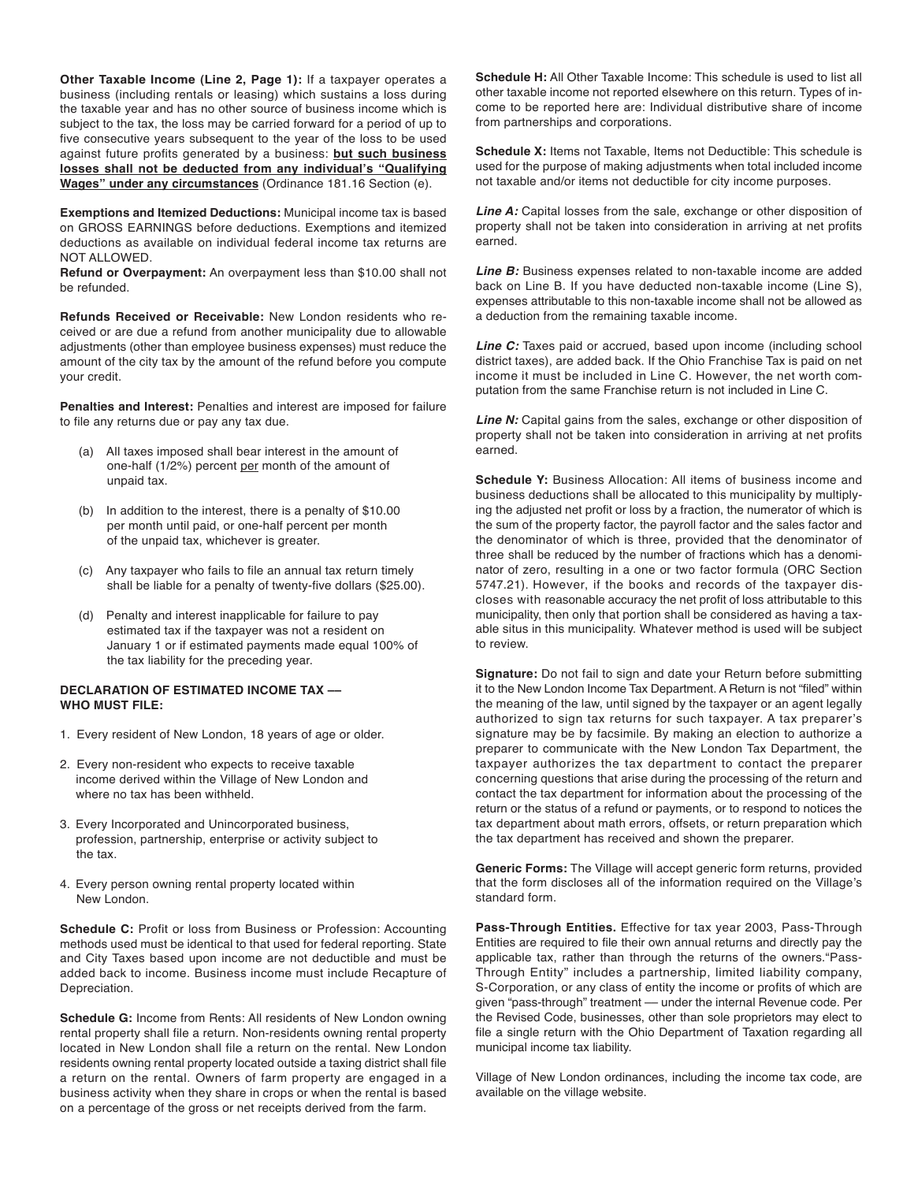**Other Taxable Income (Line 2, Page 1):** If a taxpayer operates a business (including rentals or leasing) which sustains a loss during the taxable year and has no other source of business income which is subject to the tax, the loss may be carried forward for a period of up to five consecutive years subsequent to the year of the loss to be used against future profits generated by a business: **but such business losses shall not be deducted from any individual's "Qualifying Wages" under any circumstances** (Ordinance 181.16 Section (e).

**Exemptions and Itemized Deductions:** Municipal income tax is based on GROSS EARNINGS before deductions. Exemptions and itemized deductions as available on individual federal income tax returns are NOT ALLOWED.

**Refund or Overpayment:** An overpayment less than $10.00 shall not be refunded.

**Refunds Received or Receivable:** New London residents who received or are due a refund from another municipality due to allowable adjustments (other than employee business expenses) must reduce the amount of the city tax by the amount of the refund before you compute your credit.

**Penalties and Interest:** Penalties and interest are imposed for failure to file any returns due or pay any tax due.

(a) All taxes imposed shall bear interest in the amount of one-half (1/2%) percent per month of the amount of unpaid tax.

(b) In addition to the interest, there is a penalty of $10.00 per month until paid, or one-half percent per month of the unpaid tax, whichever is greater.

(c) Any taxpayer who fails to file an annual tax return timely shall be liable for a penalty of twenty-five dollars ($25.00).

(d) Penalty and interest inapplicable for failure to pay estimated tax if the taxpayer was not a resident on January 1 or if estimated payments made equal 100% of the tax liability for the preceding year.

**DECLARATION OF ESTIMATED INCOME TAX — WHO MUST FILE:**

1. Every resident of New London, 18 years of age or older.
2. Every non-resident who expects to receive taxable income derived within the Village of New London and where no tax has been withheld.
3. Every Incorporated and Unincorporated business, profession, partnership, enterprise or activity subject to the tax.
4. Every person owning rental property located within New London.

**Schedule C:** Profit or loss from Business or Profession: Accounting methods used must be identical to that used for federal reporting. State and City Taxes based upon income are not deductible and must be added back to income. Business income must include Recapture of Depreciation.

**Schedule G:** Income from Rents: All residents of New London owning rental property shall file a return. Non-residents owning rental property located in New London shall file a return on the rental. New London residents owning rental property located outside a taxing district shall file a return on the rental. Owners of farm property are engaged in a business activity when they share in crops or when the rental is based on a percentage of the gross or net receipts derived from the farm.

**Schedule H:** All Other Taxable Income: This schedule is used to list all other taxable income not reported elsewhere on this return. Types of income to be reported here are: Individual distributive share of income from partnerships and corporations.

**Schedule X:** Items not Taxable, Items not Deductible: This schedule is used for the purpose of making adjustments when total included income not taxable and/or items not deductible for city income purposes.

***Line A:*** Capital losses from the sale, exchange or other disposition of property shall not be taken into consideration in arriving at net profits earned.

***Line B:*** Business expenses related to non-taxable income are added back on Line B. If you have deducted non-taxable income (Line S), expenses attributable to this non-taxable income shall not be allowed as a deduction from the remaining taxable income.

***Line C:*** Taxes paid or accrued, based upon income (including school district taxes), are added back. If the Ohio Franchise Tax is paid on net income it must be included in Line C. However, the net worth computation from the same Franchise return is not included in Line C.

***Line N:*** Capital gains from the sales, exchange or other disposition of property shall not be taken into consideration in arriving at net profits earned.

**Schedule Y:** Business Allocation: All items of business income and business deductions shall be allocated to this municipality by multiplying the adjusted net profit or loss by a fraction, the numerator of which is the sum of the property factor, the payroll factor and the sales factor and the denominator of which is three, provided that the denominator of three shall be reduced by the number of fractions which has a denominator of zero, resulting in a one or two factor formula (ORC Section 5747.21). However, if the books and records of the taxpayer discloses with reasonable accuracy the net profit of loss attributable to this municipality, then only that portion shall be considered as having a taxable situs in this municipality. Whatever method is used will be subject to review.

**Signature:** Do not fail to sign and date your Return before submitting it to the New London Income Tax Department. A Return is not "filed" within the meaning of the law, until signed by the taxpayer or an agent legally authorized to sign tax returns for such taxpayer. A tax preparer's signature may be by facsimile. By making an election to authorize a preparer to communicate with the New London Tax Department, the taxpayer authorizes the tax department to contact the preparer concerning questions that arise during the processing of the return and contact the tax department for information about the processing of the return or the status of a refund or payments, or to respond to notices the tax department about math errors, offsets, or return preparation which the tax department has received and shown the preparer.

**Generic Forms:** The Village will accept generic form returns, provided that the form discloses all of the information required on the Village's standard form.

**Pass-Through Entities.** Effective for tax year 2003, Pass-Through Entities are required to file their own annual returns and directly pay the applicable tax, rather than through the returns of the owners."Pass-Through Entity" includes a partnership, limited liability company, S-Corporation, or any class of entity the income or profits of which are given "pass-through" treatment — under the internal Revenue code. Per the Revised Code, businesses, other than sole proprietors may elect to file a single return with the Ohio Department of Taxation regarding all municipal income tax liability.

Village of New London ordinances, including the income tax code, are available on the village website.